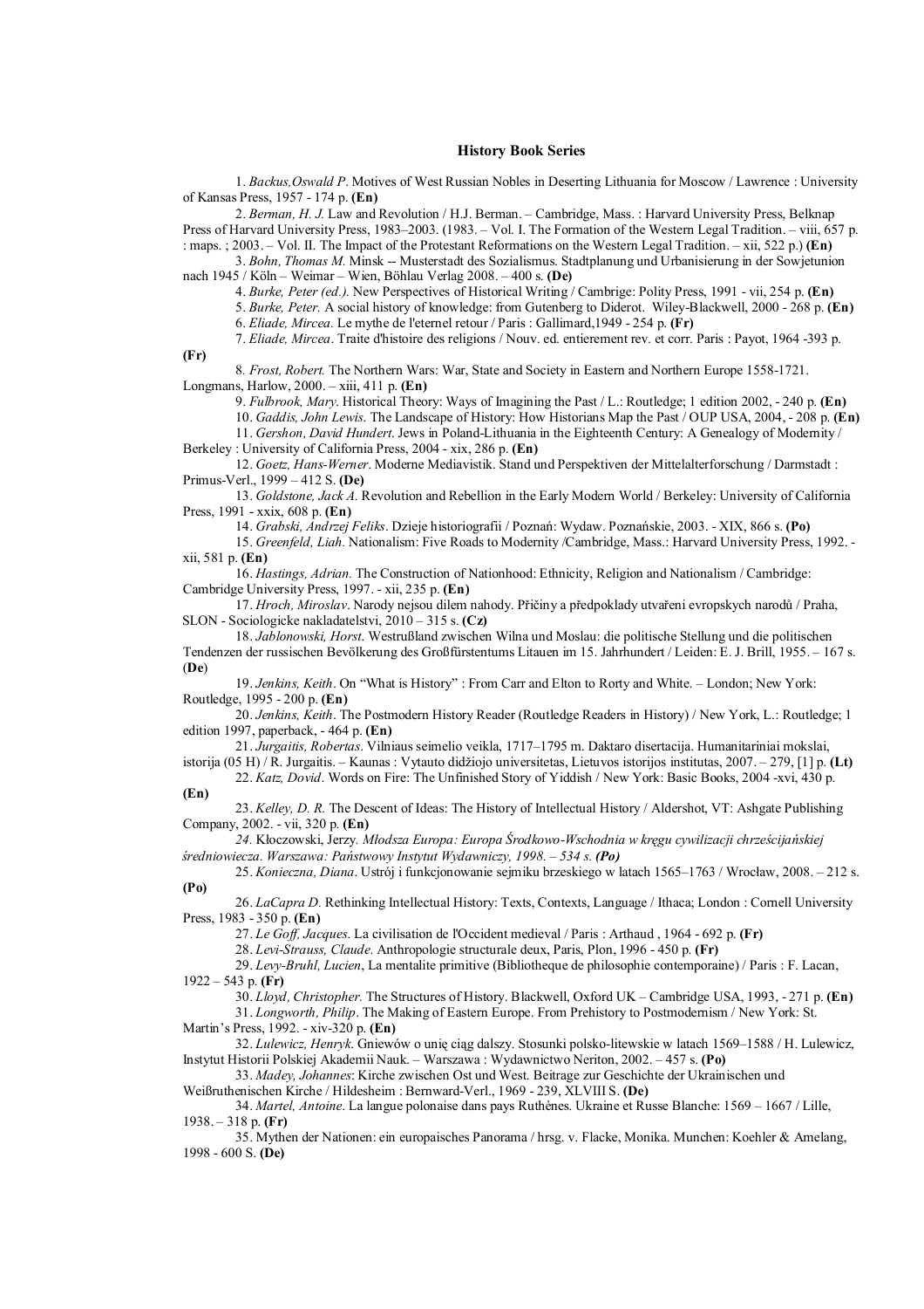# History Book Series

1. *Backus,Oswald P*. Motives of West Russian Nobles in Deserting Lithuania for Moscow / Lawrence : University of Kansas Press, 1957 - 174 p. **(En)**

2. *Berman, H. J.* Law and Revolution / H.J. Berman. – Cambridge, Mass. : Harvard University Press, Belknap Press of Harvard University Press, 1983–2003. (1983. – Vol. I. The Formation of the Western Legal Tradition. – viii, 657 p. : maps. ; 2003. – Vol. II. The Impact of the Protestant Reformations on the Western Legal Tradition. – xii, 522 p.) **(En)**

3. *Bohn, Thomas M.* Minsk -- Musterstadt des Sozialismus. Stadtplanung und Urbanisierung in der Sowjetunion nach 1945 / Köln – Weimar – Wien, Böhlau Verlag 2008. – 400 s. **(De)**

4. *Burke, Peter (ed.).* New Perspectives of Historical Writing / Cambrige: Polity Press, 1991 - vii, 254 p. **(En)**

5. *Burke, Peter.* A social history of knowledge: from Gutenberg to Diderot. Wiley-Blackwell, 2000 - 268 p. **(En)**

6. *Eliade, Mircea*. Le mythe de l'eternel retour / Paris : Gallimard,1949 - 254 p. **(Fr)**

7. *Eliade, Mircea*. Traite d'histoire des religions / Nouv. ed. entierement rev. et corr. Paris : Payot, 1964 -393 p. **(Fr)**

8. *Frost, Robert.* The Northern Wars: War, State and Society in Eastern and Northern Europe 1558-1721. Longmans, Harlow, 2000. – xiii, 411 p. **(En)**

9. *Fulbrook, Mary*. Historical Theory: Ways of Imagining the Past / L.: Routledge; 1 edition 2002, - 240 p. **(En)**

10. *Gaddis, John Lewis*. The Landscape of History: How Historians Map the Past / OUP USA, 2004, - 208 p. **(En)**

11. *Gershon, David Hundert*. Jews in Poland-Lithuania in the Eighteenth Century: A Genealogy of Modernity / Berkeley : University of California Press, 2004 - xix, 286 p. **(En)**

12. *Goetz, Hans-Werner*. Moderne Mediavistik. Stand und Perspektiven der Mittelalterforschung / Darmstadt : Primus-Verl., 1999 – 412 S. **(De)**

13. *Goldstone, Jack A.* Revolution and Rebellion in the Early Modern World / Berkeley: University of California Press, 1991 - xxix, 608 p. **(En)**

14. *Grabski, Andrzej Feliks*. Dzieje historiografii / Poznań: Wydaw. Poznańskie, 2003. - XIX, 866 s. **(Po)**

15. *Greenfeld, Liah*. Nationalism: Five Roads to Modernity /Cambridge, Mass.: Harvard University Press, 1992. - xii, 581 p. **(En)**

16. *Hastings, Adrian.* The Construction of Nationhood: Ethnicity, Religion and Nationalism / Cambridge: Cambridge University Press, 1997. - xii, 235 p. **(En)**

17. *Hroch, Miroslav*. Narody nejsou dilem nahody. Přičiny a předpoklady utvařeni evropskych narodů / Praha, SLON - Sociologicke nakladatelstvi, 2010 – 315 s. **(Cz)**

18. *Jablonowski, Horst*. Westrußland zwischen Wilna und Moslau: die politische Stellung und die politischen Tendenzen der russischen Bevölkerung des Großfürstentums Litauen im 15. Jahrhundert / Leiden: E. J. Brill, 1955. – 167 s. (**De**)

19. *Jenkins, Keith*. On "What is History" : From Carr and Elton to Rorty and White. – London; New York: Routledge, 1995 - 200 p. **(En)**

20. *Jenkins, Keith*. The Postmodern History Reader (Routledge Readers in History) / New York, L.: Routledge; 1 edition 1997, paperback, - 464 p. **(En)**

21. *Jurgaitis, Robertas*. Vilniaus seimelio veikla, 1717–1795 m. Daktaro disertacija. Humanitariniai mokslai, istorija (05 H) / R. Jurgaitis. – Kaunas : Vytauto didžiojo universitetas, Lietuvos istorijos institutas, 2007. – 279, [1] p. **(Lt)**

22. *Katz, Dovid*. Words on Fire: The Unfinished Story of Yiddish / New York: Basic Books, 2004 -xvi, 430 p. **(En)**

23. *Kelley, D. R.* The Descent of Ideas: The History of Intellectual History / Aldershot, VT: Ashgate Publishing Company, 2002. - vii, 320 p. **(En)**

*24.* Kłoczowski, Jerzy. *Młodsza Europa: Europa Środkowo-Wschodnia w kręgu cywilizacji chrześcijańskiej średniowiecza. Warszawa: Państwowy Instytut Wydawniczy, 1998. – 534 s. **(Po)***

25. *Konieczna, Diana*. Ustrój i funkcjonowanie sejmiku brzeskiego w latach 1565–1763 / Wrocław, 2008. – 212 s. **(Po)**

26. *LaCapra D.* Rethinking Intellectual History: Texts, Contexts, Language / Ithaca; London : Cornell University Press, 1983 - 350 p. **(En)**

27. *Le Goff, Jacques*. La civilisation de l'Occident medieval / Paris : Arthaud , 1964 - 692 p. **(Fr)**

28. *Levi-Strauss, Claude.* Anthropologie structurale deux, Paris, Plon, 1996 - 450 p. **(Fr)**

29. *Levy-Bruhl, Lucien*, La mentalite primitive (Bibliotheque de philosophie contemporaine) / Paris : F. Lacan, 1922 – 543 p. **(Fr)**

30. *Lloyd, Christopher.* The Structures of History. Blackwell, Oxford UK – Cambridge USA, 1993, - 271 p. **(En)**

31. *Longworth, Philip*. The Making of Eastern Europe. From Prehistory to Postmodernism / New York: St. Martin's Press, 1992. - xiv-320 p. **(En)**

32. *Lulewicz, Henryk*. Gniewów o unię ciąg dalszy. Stosunki polsko-litewskie w latach 1569–1588 / H. Lulewicz, Instytut Historii Polskiej Akademii Nauk. – Warszawa : Wydawnictwo Neriton, 2002. – 457 s. **(Po)**

33. *Madey, Johannes*: Kirche zwischen Ost und West. Beitrage zur Geschichte der Ukrainischen und Weißruthenischen Kirche / Hildesheim : Bernward-Verl., 1969 - 239, XLVIII S. **(De)**

34. *Martel, Antoine*. La langue polonaise dans pays Ruthènes. Ukraine et Russe Blanche: 1569 – 1667 / Lille, 1938. – 318 p. **(Fr)**

35. Mythen der Nationen: ein europaisches Panorama / hrsg. v. Flacke, Monika. Munchen: Koehler & Amelang, 1998 - 600 S. **(De)**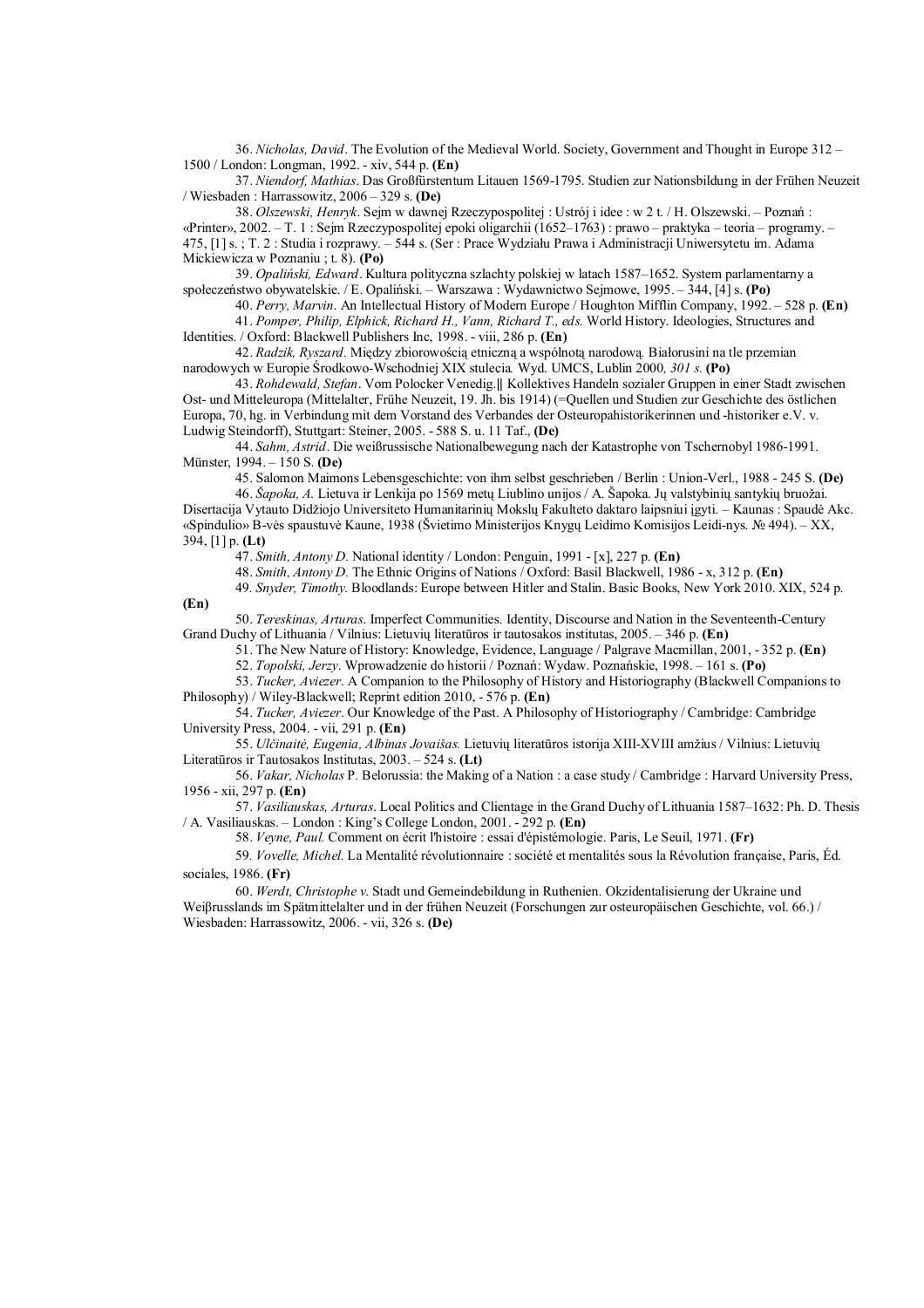36. *Nicholas, David*. The Evolution of the Medieval World. Society, Government and Thought in Europe 312 – 1500 / London: Longman, 1992. - xiv, 544 p. **(En)**

37. *Niendorf, Mathias*. Das Großfürstentum Litauen 1569-1795. Studien zur Nationsbildung in der Frühen Neuzeit / Wiesbaden : Harrassowitz, 2006 – 329 s. **(De)**

38. *Olszewski, Henryk*. Sejm w dawnej Rzeczypospolitej : Ustrój i idee : w 2 t. / H. Olszewski. – Poznań : «Printer», 2002. – T. 1 : Sejm Rzeczypospolitej epoki oligarchii (1652–1763) : prawo – praktyka – teoria – programy. – 475, [1] s. ; T. 2 : Studia i rozprawy. – 544 s. (Ser : Prace Wydziału Prawa i Administracji Uniwersytetu im. Adama Mickiewicza w Poznaniu ; t. 8). **(Po)**

39. *Opaliński, Edward*. Kultura polityczna szlachty polskiej w latach 1587–1652. System parlamentarny a społeczeństwo obywatelskie. / E. Opaliński. – Warszawa : Wydawnictwo Sejmowe, 1995. – 344, [4] s. **(Po)**

40. *Perry, Marvin*. An Intellectual History of Modern Europe / Houghton Mifflin Company, 1992. – 528 p. **(En)**

41. *Pomper, Philip, Elphick, Richard H., Vann, Richard T., eds.* World History. Ideologies, Structures and Identities. / Oxford: Blackwell Publishers Inc, 1998. - viii, 286 p. **(En)**

42. *Radzik, Ryszard*. Między zbiorowością etniczną a wspólnotą narodową. Białorusini na tle przemian narodowych w Europie Środkowo-Wschodniej XIX stulecia. Wyd. UMCS, Lublin 2000*, 301 s.* **(Po)**

43. *Rohdewald, Stefan*. Vom Polocker Venedig.‖ Kollektives Handeln sozialer Gruppen in einer Stadt zwischen Ost- und Mitteleuropa (Mittelalter, Frühe Neuzeit, 19. Jh. bis 1914) (=Quellen und Studien zur Geschichte des östlichen Europa, 70, hg. in Verbindung mit dem Vorstand des Verbandes der Osteuropahistorikerinnen und -historiker e.V. v. Ludwig Steindorff), Stuttgart: Steiner, 2005. - 588 S. u. 11 Taf., **(De)**

44. *Sahm, Astrid*. Die weißrussische Nationalbewegung nach der Katastrophe von Tschernobyl 1986-1991. Münster, 1994. – 150 S. **(De)**

45. Salomon Maimons Lebensgeschichte: von ihm selbst geschrieben / Berlin : Union-Verl., 1988 - 245 S. **(De)**

46. *Šapoka, A.* Lietuva ir Lenkija po 1569 metų Liublino unijos / A. Šapoka. Jų valstybinių santykių bruožai. Disertacija Vytauto Didžiojo Universiteto Humanitarinių Mokslų Fakulteto daktaro laipsniui įgyti. – Kaunas : Spaudė Akc. «Spindulio» B-vės spaustuvė Kaune, 1938 (Švietimo Ministerijos Knygų Leidimo Komisijos Leidi-nys. № 494). – XX, 394, [1] p. **(Lt)**

47. *Smith, Antony D.* National identity / London: Penguin, 1991 - [x], 227 p. **(En)**

48. *Smith, Antony D.* The Ethnic Origins of Nations / Oxford: Basil Blackwell, 1986 - x, 312 p. **(En)**

49. *Snyder, Timothy.* Bloodlands: Europe between Hitler and Stalin. Basic Books, New York 2010. XIX, 524 p. **(En)**

50. *Tereskinas, Arturas*. Imperfect Communities. Identity, Discourse and Nation in the Seventeenth-Century Grand Duchy of Lithuania / Vilnius: Lietuvių literatūros ir tautosakos institutas, 2005. – 346 p. **(En)**

51. The New Nature of History: Knowledge, Evidence, Language / Palgrave Macmillan, 2001, - 352 p. **(En)**

52. *Topolski, Jerzy*. Wprowadzenie do historii / Poznań: Wydaw. Poznańskie, 1998. – 161 s. **(Po)**

53. *Tucker, Aviezer*. A Companion to the Philosophy of History and Historiography (Blackwell Companions to Philosophy) / Wiley-Blackwell; Reprint edition 2010, - 576 p. **(En)**

54. *Tucker, Aviezer*. Our Knowledge of the Past. A Philosophy of Historiography / Cambridge: Cambridge University Press, 2004. - vii, 291 p. **(En)**

55. *Ulčinaitė, Eugenia, Albinas Jovaišas.* Lietuvių literatūros istorija XIII-XVIII amžius / Vilnius: Lietuvių Literatūros ir Tautosakos Institutas, 2003. – 524 s. **(Lt)**

56. *Vakar, Nicholas* P. Belorussia: the Making of a Nation : a case study / Cambridge : Harvard University Press, 1956 - xii, 297 p. **(En)**

57. *Vasiliauskas, Arturas*. Local Politics and Clientage in the Grand Duchy of Lithuania 1587–1632: Ph. D. Thesis / A. Vasiliauskas. – London : King's College London, 2001. - 292 p. **(En)**

58. *Veyne, Paul.* Comment on écrit l'histoire : essai d'épistémologie. Paris, Le Seuil, 1971. **(Fr)**

59. *Vovelle, Michel.* La Mentalité révolutionnaire : société et mentalités sous la Révolution française, Paris, Éd. sociales, 1986. **(Fr)**

60. *Werdt, Christophe v*. Stadt und Gemeindebildung in Ruthenien. Okzidentalisierung der Ukraine und Weiβrusslands im Spätmittelalter und in der frühen Neuzeit (Forschungen zur osteuropäischen Geschichte, vol. 66.) / Wiesbaden: Harrassowitz, 2006. - vii, 326 s. **(De)**